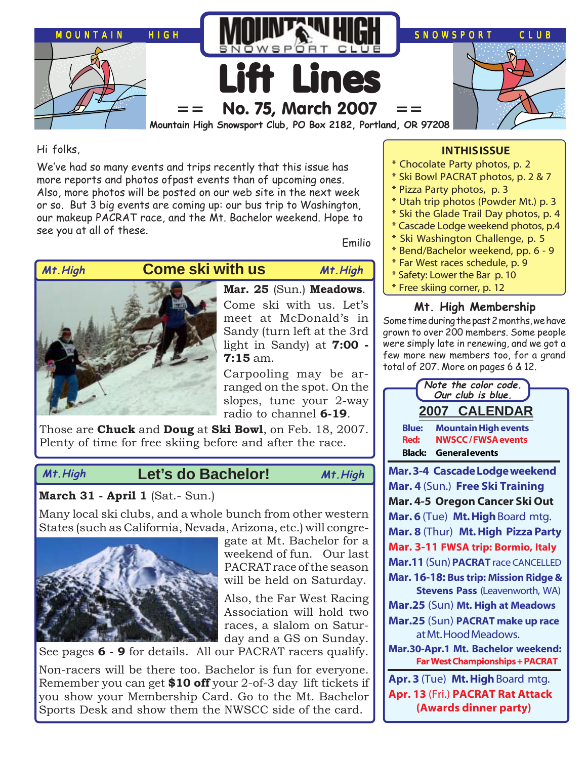MOUNTAIN HIGH SNOWSPORT CLUB

# Lift Lines

## == No. 75, March 2007 ==

Mountain High Snowsport Club, PO Box 2182, Portland, OR 97208

Hi folks,

We've had so many events and trips recently that this issue has more reports and photos ofpast events than of upcoming ones. Also, more photos will be posted on our web site in the next week or so. But 3 big events are coming up: our bus trip to Washington, our makeup PACRAT race, and the Mt. Bachelor weekend. Hope to see you at all of these.

Emilio

## Come ski with us

*Mt.High* *Mt.High*

**Mar. 25** (Sun.) **Meadows**. Come ski with us. Let's meet at McDonald's in Sandy (turn left at the 3rd light in Sandy) at **7:00 - 7:15** am.

Carpooling may be arranged on the spot. On the slopes, tune your 2-way radio to channel **6-19**.

Those are **Chuck** and **Doug** at **Ski Bowl**, on Feb. 18, 2007. Plenty of time for free skiing before and after the race.

## Let's do Bachelor!

*Mt.High* *Mt.High*

**March 31 - April 1** (Sat.- Sun.)

Many local ski clubs, and a whole bunch from other western States (such as California, Nevada, Arizona, etc.) will congregate at Mt. Bachelor for a weekend of fun. Our last PACRAT race of the season will be held on Saturday.

Also, the Far West Racing Association will hold two races, a slalom on Saturday and a GS on Sunday. See pages **6 - 9** for details. All our PACRAT racers qualify.

Non-racers will be there too. Bachelor is fun for everyone. Remember you can get **$10 off** your 2-of-3 day lift tickets if you show your Membership Card. Go to the Mt. Bachelor Sports Desk and show them the NWSCC side of the card.

### IN THIS ISSUE

* Chocolate Party photos, p. 2
* Ski Bowl PACRAT photos, p. 2 & 7
* Pizza Party photos, p. 3
* Utah trip photos (Powder Mt.) p. 3
* Ski the Glade Trail Day photos, p. 4
* Cascade Lodge weekend photos, p.4
* Ski Washington Challenge, p. 5
* Bend/Bachelor weekend, pp. 6 - 9
* Far West races schedule, p. 9
* Safety: Lower the Bar p. 10
* Free skiing corner, p. 12

### Mt. High Membership

Some time during the past 2 months, we have grown to over 200 members. Some people were simply late in renewing, and we got a few more new members too, for a grand total of 207. More on pages 6 & 12.

*Note the color code. Our club is blue.*

### 2007 CALENDAR

**Blue:** Mountain High events
**Red:** NWSCC / FWSA events
**Black:** General events

**Mar. 3-4** Cascade Lodge weekend
**Mar. 4** (Sun.) **Free Ski Training**
**Mar. 4-5 Oregon Cancer Ski Out**
**Mar. 6** (Tue) **Mt. High** Board mtg.
**Mar. 8** (Thur) **Mt. High Pizza Party**
**Mar. 3-11 FWSA trip: Bormio, Italy**
**Mar.11** (Sun) **PACRAT** race CANCELLED
**Mar. 16-18: Bus trip: Mission Ridge & Stevens Pass** (Leavenworth, WA)
**Mar.25** (Sun) **Mt. High at Meadows**
**Mar.25** (Sun) **PACRAT make up race** at Mt. Hood Meadows.
**Mar.30-Apr.1 Mt. Bachelor weekend: Far West Championships + PACRAT**
**Apr. 3** (Tue) **Mt. High** Board mtg.
**Apr. 13** (Fri.) **PACRAT Rat Attack (Awards dinner party)**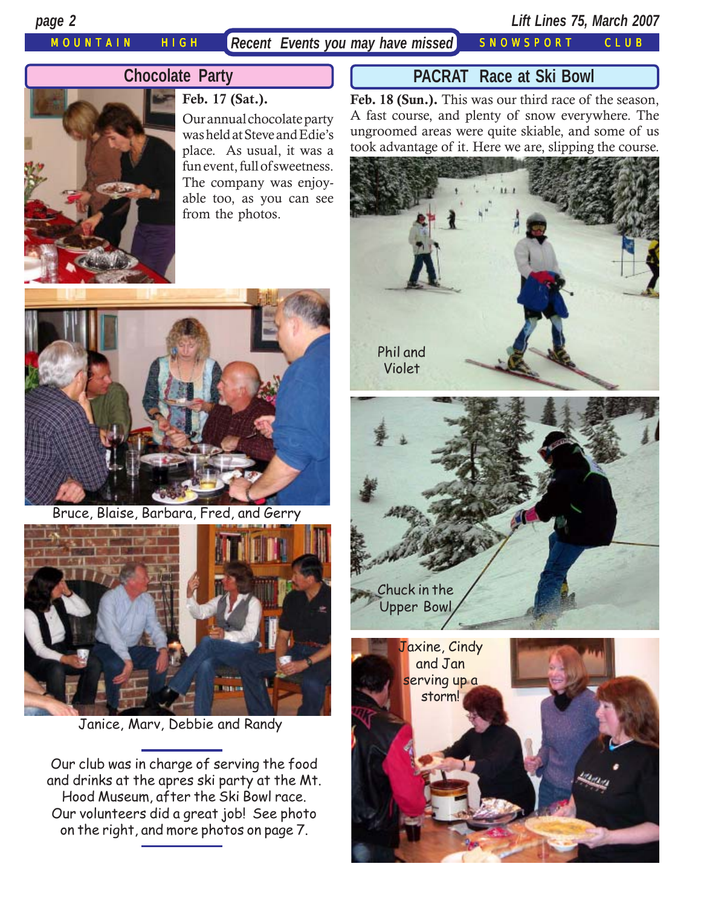MOUNTAIN HIGH *Recent Events you may have missed* SNOWSPORT CLUB

## Chocolate Party

**Feb. 17 (Sat.).**

Our annual chocolate party was held at Steve and Edie's place. As usual, it was a fun event, full of sweetness. The company was enjoyable too, as you can see from the photos.

Bruce, Blaise, Barbara, Fred, and Gerry

Janice, Marv, Debbie and Randy

Our club was in charge of serving the food and drinks at the apres ski party at the Mt. Hood Museum, after the Ski Bowl race. Our volunteers did a great job! See photo on the right, and more photos on page 7.

## PACRAT Race at Ski Bowl

**Feb. 18 (Sun.).** This was our third race of the season, A fast course, and plenty of snow everywhere. The ungroomed areas were quite skiable, and some of us took advantage of it. Here we are, slipping the course.

Phil and Violet

Chuck in the Upper Bowl

Jaxine, Cindy and Jan serving up a storm!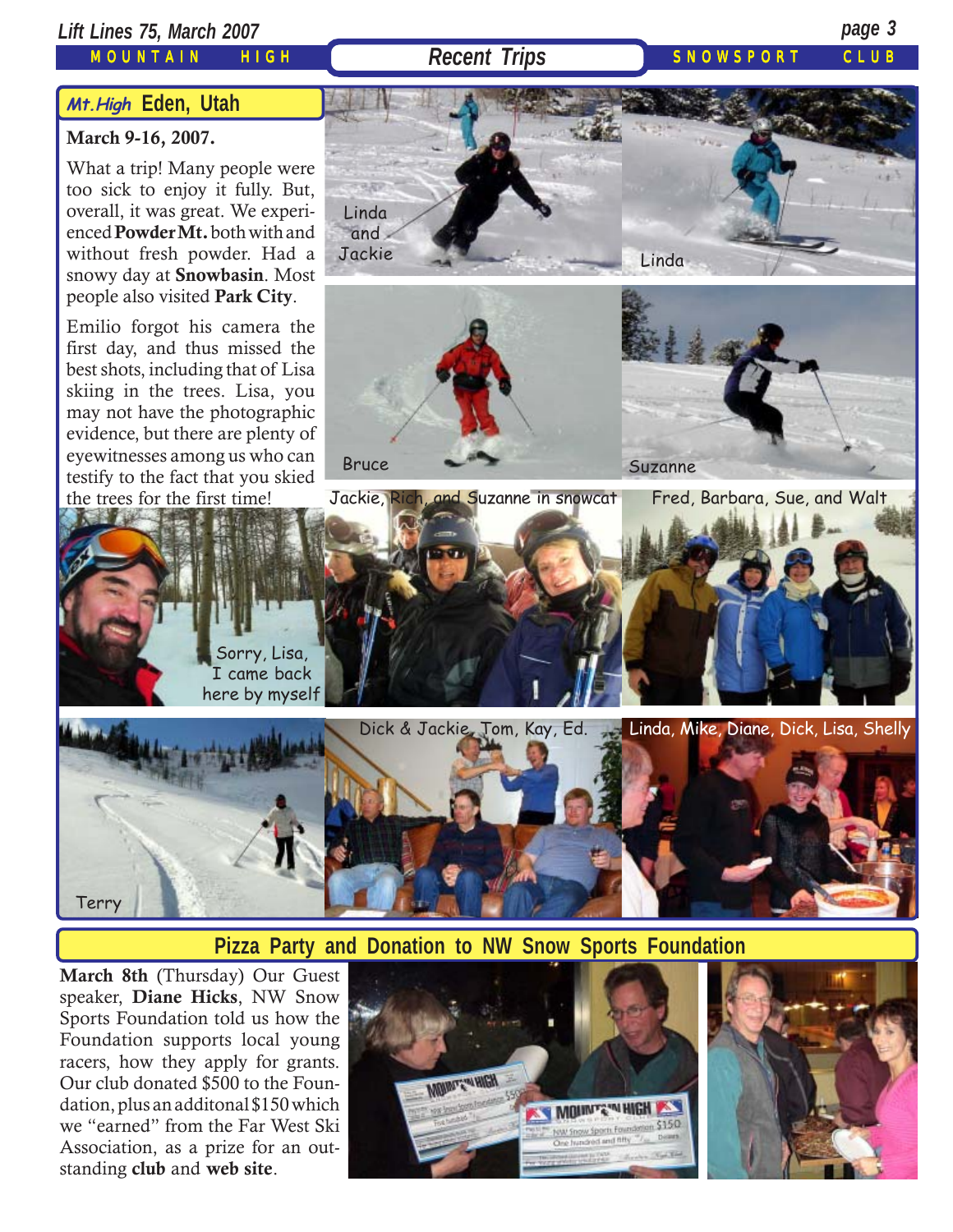## Recent Trips

### Mt.High Eden, Utah

**March 9-16, 2007.**

What a trip! Many people were too sick to enjoy it fully. But, overall, it was great. We experienced **Powder Mt.** both with and without fresh powder. Had a snowy day at **Snowbasin**. Most people also visited **Park City**.

Emilio forgot his camera the first day, and thus missed the best shots, including that of Lisa skiing in the trees. Lisa, you may not have the photographic evidence, but there are plenty of eyewitnesses among us who can testify to the fact that you skied the trees for the first time!

Linda and Jackie

Linda

Bruce

Suzanne

Sorry, Lisa, I came back here by myself

Jackie, Rich, and Suzanne in snowcat

Fred, Barbara, Sue, and Walt

Terry

Dick & Jackie, Tom, Kay, Ed.

Linda, Mike, Diane, Dick, Lisa, Shelly

### Pizza Party and Donation to NW Snow Sports Foundation

**March 8th** (Thursday) Our Guest speaker, **Diane Hicks**, NW Snow Sports Foundation told us how the Foundation supports local young racers, how they apply for grants. Our club donated $500 to the Foundation, plus an additonal $150 which we "earned" from the Far West Ski Association, as a prize for an outstanding **club** and **web site**.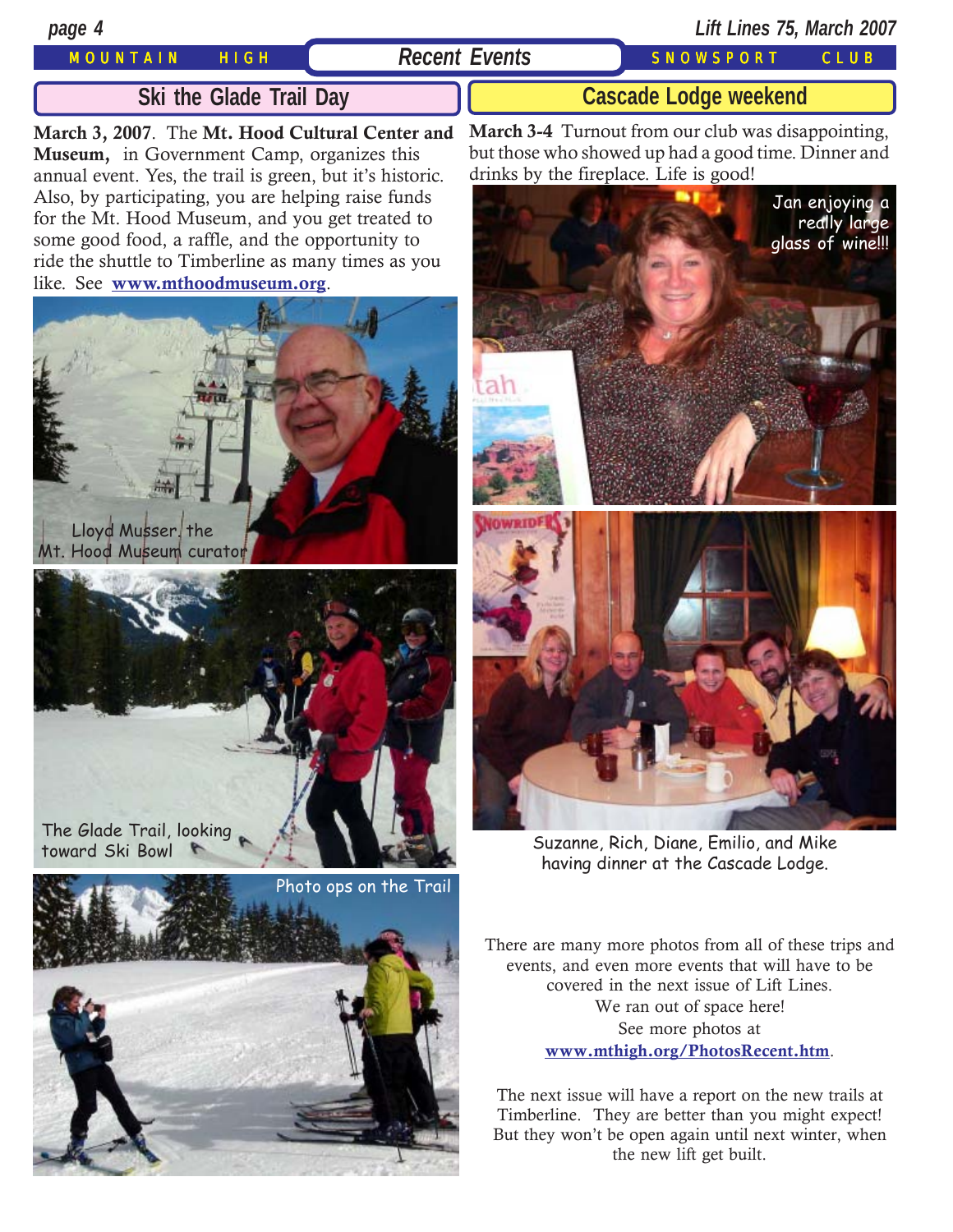## Recent Events

### Ski the Glade Trail Day

**March 3, 2007**. The **Mt. Hood Cultural Center and Museum,** in Government Camp, organizes this annual event. Yes, the trail is green, but it's historic. Also, by participating, you are helping raise funds for the Mt. Hood Museum, and you get treated to some good food, a raffle, and the opportunity to ride the shuttle to Timberline as many times as you like. See **www.mthoodmuseum.org**.

Lloyd Musser, the Mt. Hood Museum curator

The Glade Trail, looking toward Ski Bowl

Photo ops on the Trail

### Cascade Lodge weekend

**March 3-4** Turnout from our club was disappointing, but those who showed up had a good time. Dinner and drinks by the fireplace. Life is good!

Jan enjoying a really large glass of wine!!!

Suzanne, Rich, Diane, Emilio, and Mike having dinner at the Cascade Lodge.

There are many more photos from all of these trips and events, and even more events that will have to be covered in the next issue of Lift Lines.
We ran out of space here!
See more photos at
**www.mthigh.org/PhotosRecent.htm**.

The next issue will have a report on the new trails at Timberline. They are better than you might expect! But they won't be open again until next winter, when the new lift get built.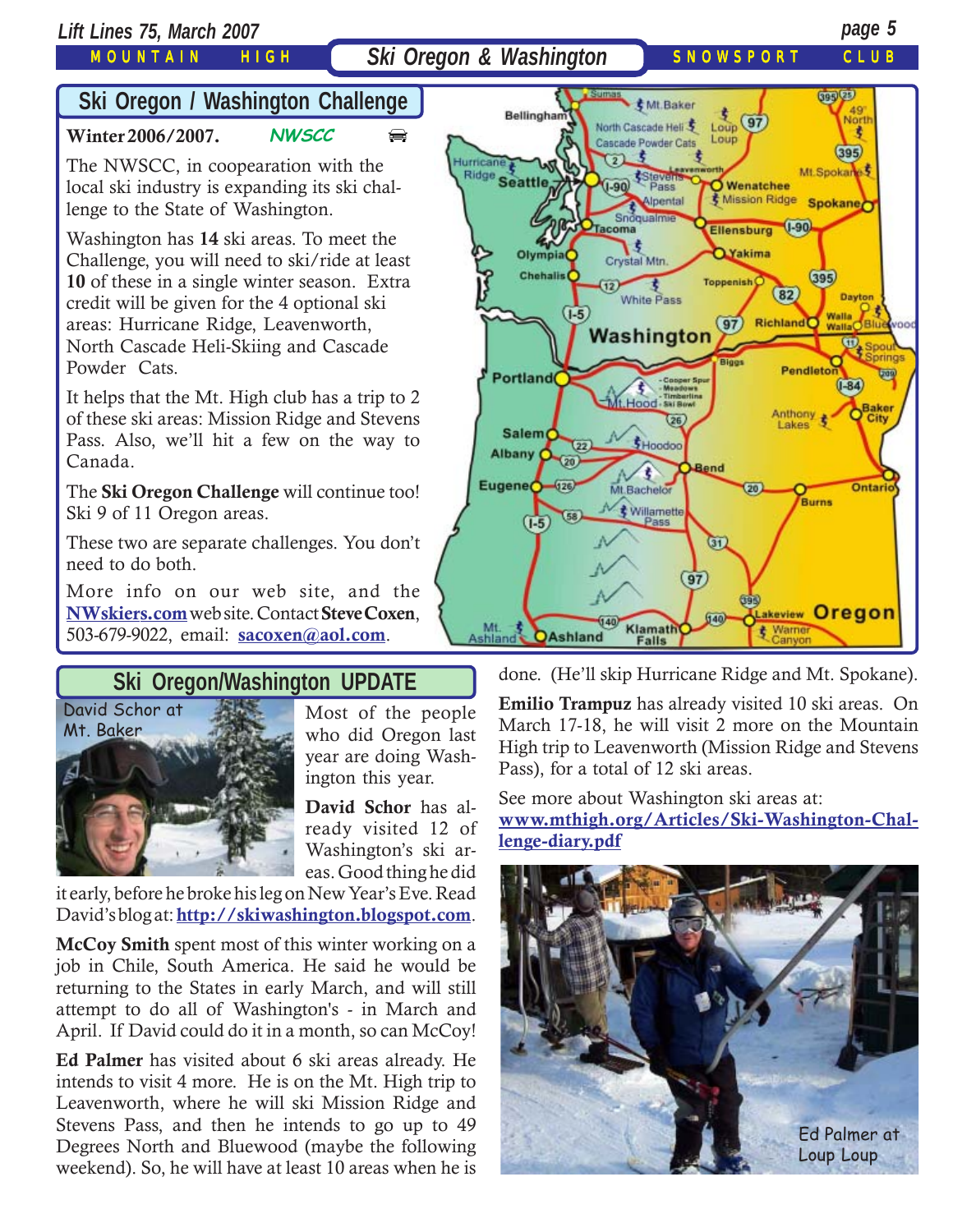## Ski Oregon / Washington Challenge

**Winter 2006/2007.** NWSCC

The NWSCC, in coopearation with the local ski industry is expanding its ski challenge to the State of Washington.

Washington has **14** ski areas. To meet the Challenge, you will need to ski/ride at least **10** of these in a single winter season. Extra credit will be given for the 4 optional ski areas: Hurricane Ridge, Leavenworth, North Cascade Heli-Skiing and Cascade Powder Cats.

It helps that the Mt. High club has a trip to 2 of these ski areas: Mission Ridge and Stevens Pass. Also, we'll hit a few on the way to Canada.

The **Ski Oregon Challenge** will continue too! Ski 9 of 11 Oregon areas.

These two are separate challenges. You don't need to do both.

More info on our web site, and the NWskiers.com web site. Contact **Steve Coxen**, 503-679-9022, email: sacoxen@aol.com.

## Ski Oregon/Washington UPDATE

David Schor at Mt. Baker

Most of the people who did Oregon last year are doing Washington this year.

**David Schor** has already visited 12 of Washington's ski areas. Good thing he did it early, before he broke his leg on New Year's Eve. Read David's blog at: http://skiwashington.blogspot.com.

**McCoy Smith** spent most of this winter working on a job in Chile, South America. He said he would be returning to the States in early March, and will still attempt to do all of Washington's - in March and April. If David could do it in a month, so can McCoy!

**Ed Palmer** has visited about 6 ski areas already. He intends to visit 4 more. He is on the Mt. High trip to Leavenworth, where he will ski Mission Ridge and Stevens Pass, and then he intends to go up to 49 Degrees North and Bluewood (maybe the following weekend). So, he will have at least 10 areas when he is done. (He'll skip Hurricane Ridge and Mt. Spokane).

**Emilio Trampuz** has already visited 10 ski areas. On March 17-18, he will visit 2 more on the Mountain High trip to Leavenworth (Mission Ridge and Stevens Pass), for a total of 12 ski areas.

See more about Washington ski areas at: www.mthigh.org/Articles/Ski-Washington-Challenge-diary.pdf

Ed Palmer at Loup Loup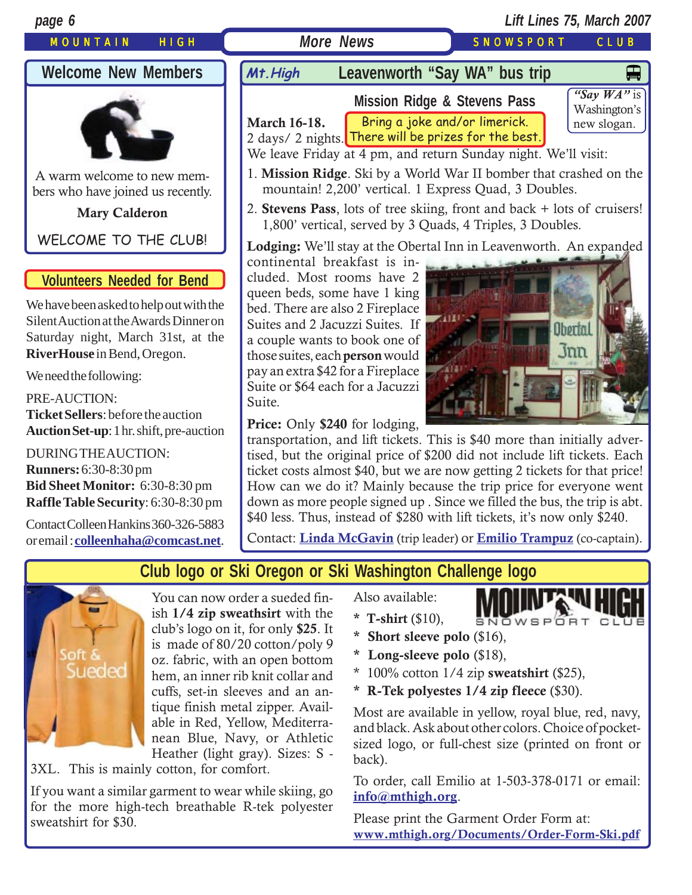## Welcome New Members

A warm welcome to new members who have joined us recently.

**Mary Calderon**

WELCOME TO THE CLUB!

## Volunteers Needed for Bend

We have been asked to help out with the Silent Auction at the Awards Dinner on Saturday night, March 31st, at the **RiverHouse** in Bend, Oregon.

We need the following:

PRE-AUCTION:
**Ticket Sellers**: before the auction
**Auction Set-up**: 1 hr. shift, pre-auction

DURING THE AUCTION:
**Runners:** 6:30-8:30 pm
**Bid Sheet Monitor:** 6:30-8:30 pm
**Raffle Table Security**: 6:30-8:30 pm

Contact Colleen Hankins 360-326-5883 or email : **colleenhaha@comcast.net**.

## Mt.High — Leavenworth "Say WA" bus trip

### Mission Ridge & Stevens Pass

*"Say WA"* is Washington's new slogan.

**March 16-18.**
2 days/ 2 nights.

Bring a joke and/or limerick. There will be prizes for the best.

We leave Friday at 4 pm, and return Sunday night. We'll visit:

1. **Mission Ridge**. Ski by a World War II bomber that crashed on the mountain! 2,200' vertical. 1 Express Quad, 3 Doubles.
2. **Stevens Pass**, lots of tree skiing, front and back + lots of cruisers! 1,800' vertical, served by 3 Quads, 4 Triples, 3 Doubles.

**Lodging:** We'll stay at the Obertal Inn in Leavenworth. An expanded continental breakfast is included. Most rooms have 2 queen beds, some have 1 king bed. There are also 2 Fireplace Suites and 2 Jacuzzi Suites. If a couple wants to book one of those suites, each **person** would pay an extra $42 for a Fireplace Suite or $64 each for a Jacuzzi Suite.

**Price:** Only **$240** for lodging, transportation, and lift tickets. This is $40 more than initially advertised, but the original price of $200 did not include lift tickets. Each ticket costs almost $40, but we are now getting 2 tickets for that price! How can we do it? Mainly because the trip price for everyone went down as more people signed up . Since we filled the bus, the trip is abt. $40 less. Thus, instead of $280 with lift tickets, it's now only $240.

Contact: **Linda McGavin** (trip leader) or **Emilio Trampuz** (co-captain).

## Club logo or Ski Oregon or Ski Washington Challenge logo

You can now order a sueded finish **1/4 zip sweatshirt** with the club's logo on it, for only **$25**. It is made of 80/20 cotton/poly 9 oz. fabric, with an open bottom hem, an inner rib knit collar and cuffs, set-in sleeves and an antique finish metal zipper. Available in Red, Yellow, Mediterranean Blue, Navy, or Athletic Heather (light gray). Sizes: S - 3XL. This is mainly cotton, for comfort.

If you want a similar garment to wear while skiing, go for the more high-tech breathable R-tek polyester sweatshirt for $30.

Also available:

* **T-shirt** ($10),
* **Short sleeve polo** ($16),
* **Long-sleeve polo** ($18),
* 100% cotton 1/4 zip **sweatshirt** ($25),
* **R-Tek polyestes 1/4 zip fleece** ($30).

Most are available in yellow, royal blue, red, navy, and black. Ask about other colors. Choice of pocket-sized logo, or full-chest size (printed on front or back).

To order, call Emilio at 1-503-378-0171 or email: **info@mthigh.org**.

Please print the Garment Order Form at: **www.mthigh.org/Documents/Order-Form-Ski.pdf**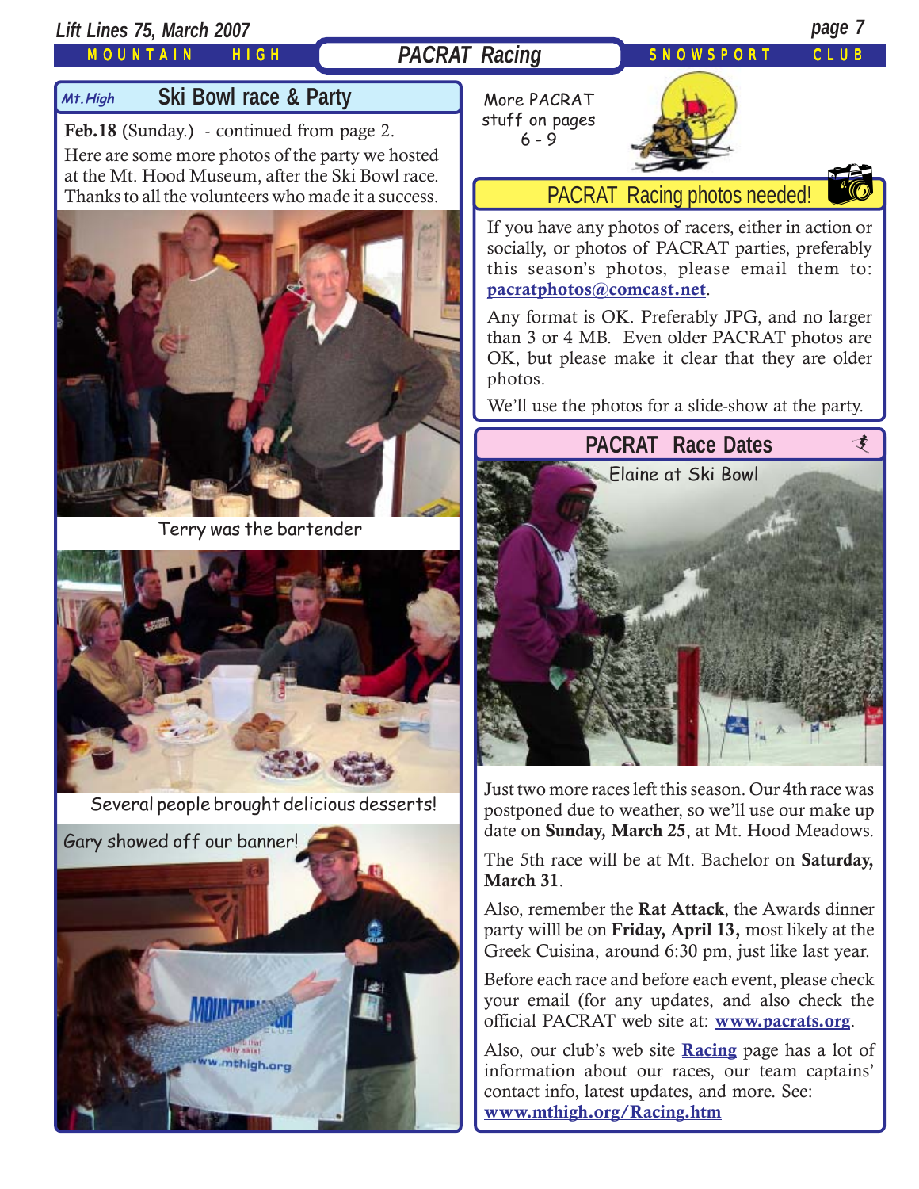## Ski Bowl race & Party

Mt.High

**Feb.18** (Sunday.) - continued from page 2.

Here are some more photos of the party we hosted at the Mt. Hood Museum, after the Ski Bowl race. Thanks to all the volunteers who made it a success.

Terry was the bartender

Several people brought delicious desserts!

Gary showed off our banner!

More PACRAT stuff on pages 6 - 9

## PACRAT Racing photos needed!

If you have any photos of racers, either in action or socially, or photos of PACRAT parties, preferably this season's photos, please email them to: **pacratphotos@comcast.net**.

Any format is OK. Preferably JPG, and no larger than 3 or 4 MB. Even older PACRAT photos are OK, but please make it clear that they are older photos.

We'll use the photos for a slide-show at the party.

## PACRAT Race Dates

Elaine at Ski Bowl

Just two more races left this season. Our 4th race was postponed due to weather, so we'll use our make up date on **Sunday, March 25**, at Mt. Hood Meadows.

The 5th race will be at Mt. Bachelor on **Saturday, March 31**.

Also, remember the **Rat Attack**, the Awards dinner party willl be on **Friday, April 13,** most likely at the Greek Cuisina, around 6:30 pm, just like last year.

Before each race and before each event, please check your email (for any updates, and also check the official PACRAT web site at: **www.pacrats.org**.

Also, our club's web site **Racing** page has a lot of information about our races, our team captains' contact info, latest updates, and more. See: **www.mthigh.org/Racing.htm**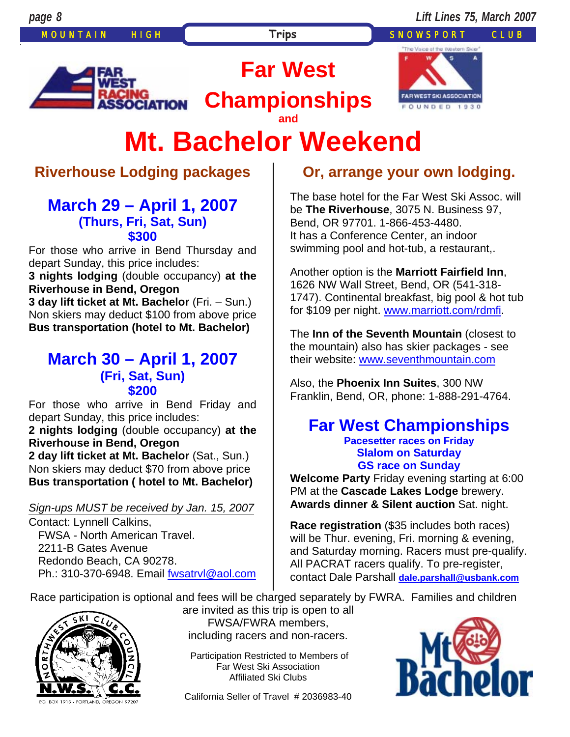# Far West Championships

and

# Mt. Bachelor Weekend

## Riverhouse Lodging packages

### March 29 – April 1, 2007
**(Thurs, Fri, Sat, Sun)**
**$300**

For those who arrive in Bend Thursday and depart Sunday, this price includes:
**3 nights lodging** (double occupancy) **at the Riverhouse in Bend, Oregon**
**3 day lift ticket at Mt. Bachelor** (Fri. – Sun.)
Non skiers may deduct $100 from above price
**Bus transportation (hotel to Mt. Bachelor)**

### March 30 – April 1, 2007
**(Fri, Sat, Sun)**
**$200**

For those who arrive in Bend Friday and depart Sunday, this price includes:
**2 nights lodging** (double occupancy) **at the Riverhouse in Bend, Oregon**
**2 day lift ticket at Mt. Bachelor** (Sat., Sun.)
Non skiers may deduct $70 from above price
**Bus transportation ( hotel to Mt. Bachelor)**

*Sign-ups MUST be received by Jan. 15, 2007*
Contact: Lynnell Calkins,
FWSA - North American Travel.
2211-B Gates Avenue
Redondo Beach, CA 90278.
Ph.: 310-370-6948. Email fwsatrvl@aol.com

## Or, arrange your own lodging.

The base hotel for the Far West Ski Assoc. will be **The Riverhouse**, 3075 N. Business 97, Bend, OR 97701. 1-866-453-4480.
It has a Conference Center, an indoor swimming pool and hot-tub, a restaurant,.

Another option is the **Marriott Fairfield Inn**, 1626 NW Wall Street, Bend, OR (541-318-1747). Continental breakfast, big pool & hot tub for $109 per night. www.marriott.com/rdmfi.

The **Inn of the Seventh Mountain** (closest to the mountain) also has skier packages - see their website: www.seventhmountain.com

Also, the **Phoenix Inn Suites**, 300 NW Franklin, Bend, OR, phone: 1-888-291-4764.

### Far West Championships
**Pacesetter races on Friday**
**Slalom on Saturday**
**GS race on Sunday**

**Welcome Party** Friday evening starting at 6:00 PM at the **Cascade Lakes Lodge** brewery.
**Awards dinner & Silent auction** Sat. night.

**Race registration** ($35 includes both races) will be Thur. evening, Fri. morning & evening, and Saturday morning. Racers must pre-qualify. All PACRAT racers qualify. To pre-register, contact Dale Parshall **dale.parshall@usbank.com**

Race participation is optional and fees will be charged separately by FWRA. Families and children are invited as this trip is open to all FWSA/FWRA members, including racers and non-racers.

Participation Restricted to Members of Far West Ski Association Affiliated Ski Clubs

California Seller of Travel # 2036983-40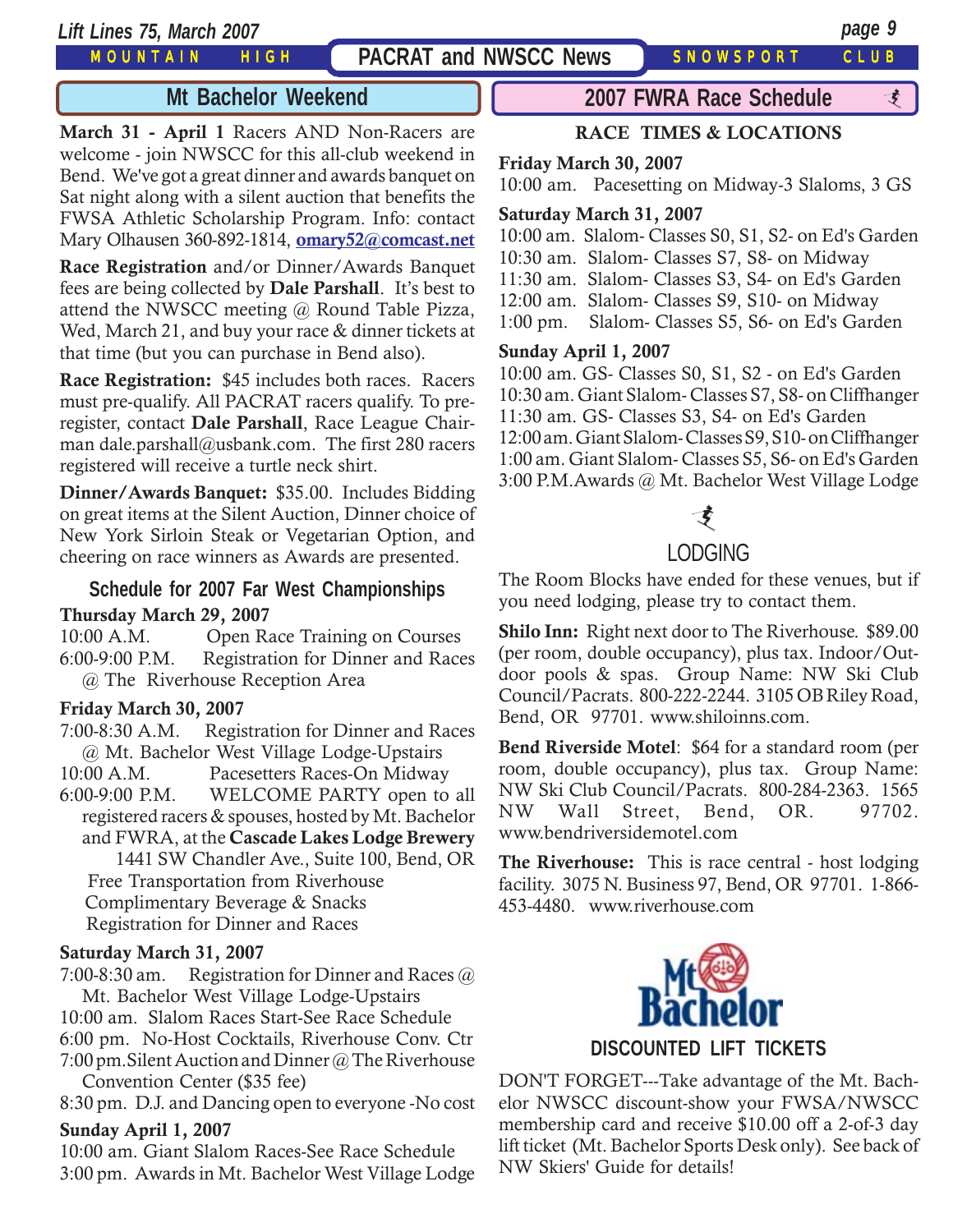## Mt Bachelor Weekend

**March 31 - April 1** Racers AND Non-Racers are welcome - join NWSCC for this all-club weekend in Bend. We've got a great dinner and awards banquet on Sat night along with a silent auction that benefits the FWSA Athletic Scholarship Program. Info: contact Mary Olhausen 360-892-1814, **omary52@comcast.net**

**Race Registration** and/or Dinner/Awards Banquet fees are being collected by **Dale Parshall**. It's best to attend the NWSCC meeting @ Round Table Pizza, Wed, March 21, and buy your race & dinner tickets at that time (but you can purchase in Bend also).

**Race Registration:** $45 includes both races. Racers must pre-qualify. All PACRAT racers qualify. To pre-register, contact **Dale Parshall**, Race League Chairman dale.parshall@usbank.com. The first 280 racers registered will receive a turtle neck shirt.

**Dinner/Awards Banquet:** $35.00. Includes Bidding on great items at the Silent Auction, Dinner choice of New York Sirloin Steak or Vegetarian Option, and cheering on race winners as Awards are presented.

### Schedule for 2007 Far West Championships

**Thursday March 29, 2007**

10:00 A.M. Open Race Training on Courses
6:00-9:00 P.M. Registration for Dinner and Races @ The Riverhouse Reception Area

**Friday March 30, 2007**

7:00-8:30 A.M. Registration for Dinner and Races @ Mt. Bachelor West Village Lodge-Upstairs
10:00 A.M. Pacesetters Races-On Midway
6:00-9:00 P.M. WELCOME PARTY open to all registered racers & spouses, hosted by Mt. Bachelor and FWRA, at the **Cascade Lakes Lodge Brewery**
1441 SW Chandler Ave., Suite 100, Bend, OR
Free Transportation from Riverhouse
Complimentary Beverage & Snacks
Registration for Dinner and Races

**Saturday March 31, 2007**

7:00-8:30 am. Registration for Dinner and Races @ Mt. Bachelor West Village Lodge-Upstairs
10:00 am. Slalom Races Start-See Race Schedule
6:00 pm. No-Host Cocktails, Riverhouse Conv. Ctr
7:00 pm. Silent Auction and Dinner @ The Riverhouse Convention Center ($35 fee)
8:30 pm. D.J. and Dancing open to everyone -No cost

**Sunday April 1, 2007**

10:00 am. Giant Slalom Races-See Race Schedule
3:00 pm. Awards in Mt. Bachelor West Village Lodge

## 2007 FWRA Race Schedule

### RACE TIMES & LOCATIONS

**Friday March 30, 2007**

10:00 am. Pacesetting on Midway-3 Slaloms, 3 GS

**Saturday March 31, 2007**

10:00 am. Slalom- Classes S0, S1, S2- on Ed's Garden
10:30 am. Slalom- Classes S7, S8- on Midway
11:30 am. Slalom- Classes S3, S4- on Ed's Garden
12:00 am. Slalom- Classes S9, S10- on Midway
1:00 pm. Slalom- Classes S5, S6- on Ed's Garden

**Sunday April 1, 2007**

10:00 am. GS- Classes S0, S1, S2 - on Ed's Garden
10:30 am. Giant Slalom- Classes S7, S8- on Cliffhanger
11:30 am. GS- Classes S3, S4- on Ed's Garden
12:00 am. Giant Slalom- Classes S9, S10- on Cliffhanger
1:00 am. Giant Slalom- Classes S5, S6- on Ed's Garden
3:00 P.M. Awards @ Mt. Bachelor West Village Lodge

### LODGING

The Room Blocks have ended for these venues, but if you need lodging, please try to contact them.

**Shilo Inn:** Right next door to The Riverhouse. $89.00 (per room, double occupancy), plus tax. Indoor/Outdoor pools & spas. Group Name: NW Ski Club Council/Pacrats. 800-222-2244. 3105 OB Riley Road, Bend, OR 97701. www.shiloinns.com.

**Bend Riverside Motel**: $64 for a standard room (per room, double occupancy), plus tax. Group Name: NW Ski Club Council/Pacrats. 800-284-2363. 1565 NW Wall Street, Bend, OR. 97702. www.bendriversidemotel.com

**The Riverhouse:** This is race central - host lodging facility. 3075 N. Business 97, Bend, OR 97701. 1-866-453-4480. www.riverhouse.com

Mt Bachelor

### DISCOUNTED LIFT TICKETS

DON'T FORGET---Take advantage of the Mt. Bachelor NWSCC discount-show your FWSA/NWSCC membership card and receive $10.00 off a 2-of-3 day lift ticket (Mt. Bachelor Sports Desk only). See back of NW Skiers' Guide for details!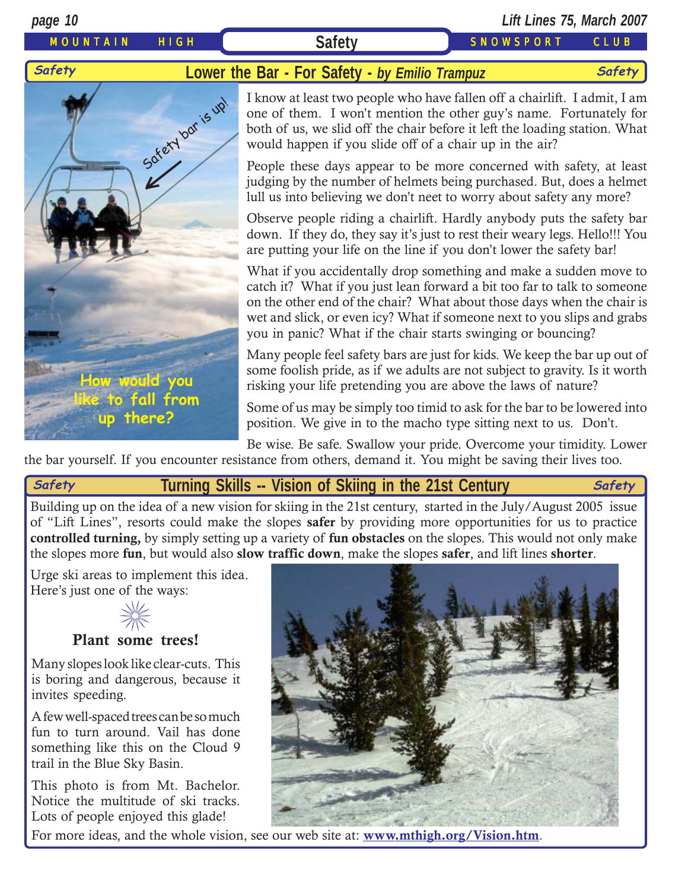# Safety

## Lower the Bar - For Safety - *by Emilio Trampuz*

Safety bar is up!

How would you like to fall from up there?

I know at least two people who have fallen off a chairlift. I admit, I am one of them. I won't mention the other guy's name. Fortunately for both of us, we slid off the chair before it left the loading station. What would happen if you slide off of a chair up in the air?

People these days appear to be more concerned with safety, at least judging by the number of helmets being purchased. But, does a helmet lull us into believing we don't neet to worry about safety any more?

Observe people riding a chairlift. Hardly anybody puts the safety bar down. If they do, they say it's just to rest their weary legs. Hello!!! You are putting your life on the line if you don't lower the safety bar!

What if you accidentally drop something and make a sudden move to catch it? What if you just lean forward a bit too far to talk to someone on the other end of the chair? What about those days when the chair is wet and slick, or even icy? What if someone next to you slips and grabs you in panic? What if the chair starts swinging or bouncing?

Many people feel safety bars are just for kids. We keep the bar up out of some foolish pride, as if we adults are not subject to gravity. Is it worth risking your life pretending you are above the laws of nature?

Some of us may be simply too timid to ask for the bar to be lowered into position. We give in to the macho type sitting next to us. Don't.

Be wise. Be safe. Swallow your pride. Overcome your timidity. Lower the bar yourself. If you encounter resistance from others, demand it. You might be saving their lives too.

## Turning Skills -- Vision of Skiing in the 21st Century

Building up on the idea of a new vision for skiing in the 21st century, started in the July/August 2005 issue of "Lift Lines", resorts could make the slopes **safer** by providing more opportunities for us to practice **controlled turning,** by simply setting up a variety of **fun obstacles** on the slopes. This would not only make the slopes more **fun**, but would also **slow traffic down**, make the slopes **safer**, and lift lines **shorter**.

Urge ski areas to implement this idea. Here's just one of the ways:

**Plant some trees!**

Many slopes look like clear-cuts. This is boring and dangerous, because it invites speeding.

A few well-spaced trees can be so much fun to turn around. Vail has done something like this on the Cloud 9 trail in the Blue Sky Basin.

This photo is from Mt. Bachelor. Notice the multitude of ski tracks. Lots of people enjoyed this glade!

For more ideas, and the whole vision, see our web site at: **www.mthigh.org/Vision.htm**.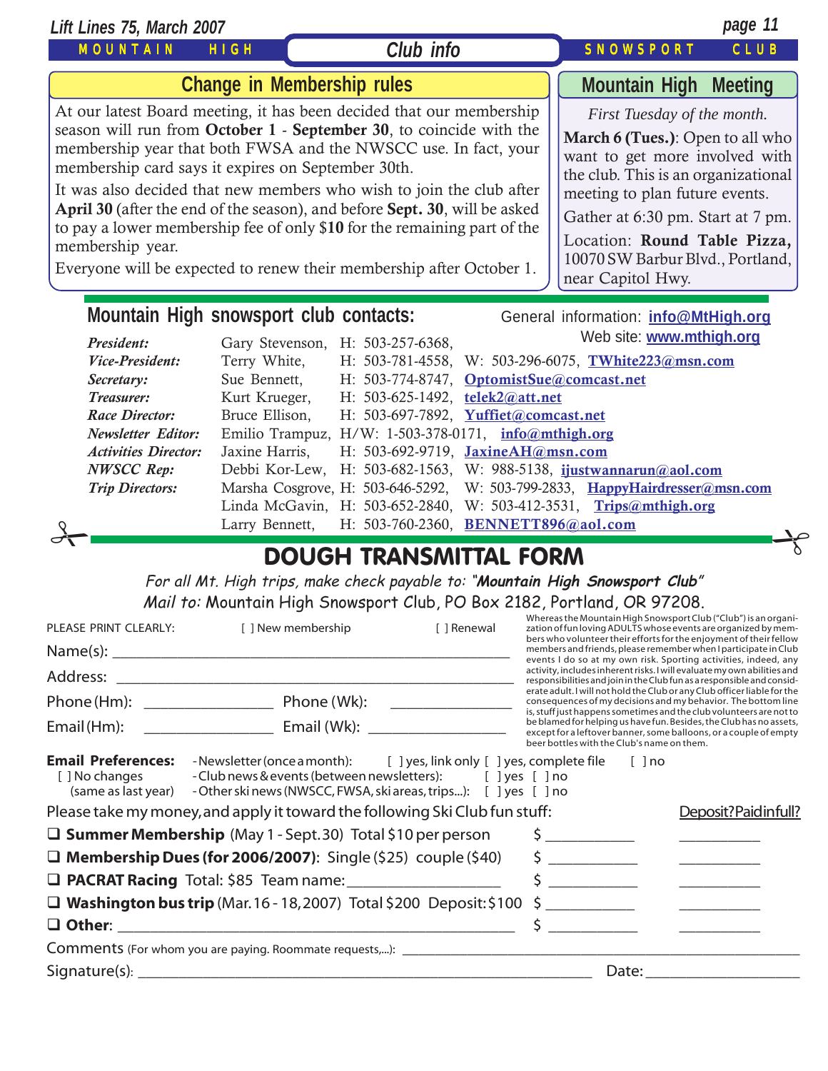## Club info

### Change in Membership rules

At our latest Board meeting, it has been decided that our membership season will run from **October 1** - **September 30**, to coincide with the membership year that both FWSA and the NWSCC use. In fact, your membership card says it expires on September 30th.

It was also decided that new members who wish to join the club after **April 30** (after the end of the season), and before **Sept. 30**, will be asked to pay a lower membership fee of only $**10** for the remaining part of the membership year.

Everyone will be expected to renew their membership after October 1.

### Mountain High Meeting

*First Tuesday of the month.*

**March 6 (Tues.)**: Open to all who want to get more involved with the club. This is an organizational meeting to plan future events.

Gather at 6:30 pm. Start at 7 pm.

Location: **Round Table Pizza,** 10070 SW Barbur Blvd., Portland, near Capitol Hwy.

### Mountain High snowsport club contacts:

General information: **info@MtHigh.org**
Web site: **www.mthigh.org**

| | | | | |
|---|---|---|---|---|
| *President:* | Gary Stevenson, | H: 503-257-6368, | | |
| *Vice-President:* | Terry White, | H: 503-781-4558, | W: 503-296-6075, | **TWhite223@msn.com** |
| *Secretary:* | Sue Bennett, | H: 503-774-8747, | | **OptomistSue@comcast.net** |
| *Treasurer:* | Kurt Krueger, | H: 503-625-1492, | | **telek2@att.net** |
| *Race Director:* | Bruce Ellison, | H: 503-697-7892, | | **Yuffiet@comcast.net** |
| *Newsletter Editor:* | Emilio Trampuz, | H/W: 1-503-378-0171, | | **info@mthigh.org** |
| *Activities Director:* | Jaxine Harris, | H: 503-692-9719, | | **JaxineAH@msn.com** |
| *NWSCC Rep:* | Debbi Kor-Lew, | H: 503-682-1563, | W: 988-5138, | **ijustwannarun@aol.com** |
| *Trip Directors:* | Marsha Cosgrove, | H: 503-646-5292, | W: 503-799-2833, | **HappyHairdresser@msn.com** |
| | Linda McGavin, | H: 503-652-2840, | W: 503-412-3531, | **Trips@mthigh.org** |
| | Larry Bennett, | H: 503-760-2360, | | **BENNETT896@aol.com** |

## DOUGH TRANSMITTAL FORM

*For all Mt. High trips, make check payable to:* ***"Mountain High Snowsport Club"***
*Mail to:* Mountain High Snowsport Club, PO Box 2182, Portland, OR 97208.

PLEASE PRINT CLEARLY: [ ] New membership [ ] Renewal

Name(s): ______________________________

Address: ______________________________

Phone (Hm): ______________ Phone (Wk): ______________

Email (Hm): ______________ Email (Wk): ______________

Whereas the Mountain High Snowsport Club ("Club") is an organization of fun loving ADULTS whose events are organized by members who volunteer their efforts for the enjoyment of their fellow members and friends, please remember when I participate in Club events I do so at my own risk. Sporting activities, indeed, any activity, includes inherent risks. I will evaluate my own abilities and responsibilities and join in the Club fun as a responsible and considerate adult. I will not hold the Club or any Club officer liable for the consequences of my decisions and my behavior. The bottom line is, stuff just happens sometimes and the club volunteers are not to be blamed for helping us have fun. Besides, the Club has no assets, except for a leftover banner, some balloons, or a couple of empty beer bottles with the Club's name on them.

**Email Preferences:**
[ ] No changes (same as last year)
- Newsletter (once a month): [ ] yes, link only [ ] yes, complete file [ ] no
- Club news & events (between newsletters): [ ] yes [ ] no
- Other ski news (NWSCC, FWSA, ski areas, trips...): [ ] yes [ ] no

Please take my money, and apply it toward the following Ski Club fun stuff: Deposit? Paid in full?

- ❑ **Summer Membership** (May 1 - Sept. 30) Total $10 per person $ __________ __________
- ❑ **Membership Dues (for 2006/2007)**: Single ($25) couple ($40) $ __________ __________
- ❑ **PACRAT Racing** Total: $85 Team name: __________ $ __________ __________
- ❑ **Washington bus trip** (Mar. 16 - 18, 2007) Total $200 Deposit: $100 $ __________ __________
- ❑ **Other**: ______________________________ $ __________ __________

Comments (For whom you are paying. Roommate requests,...): ______________________________

Signature(s): ______________________________ Date: ______________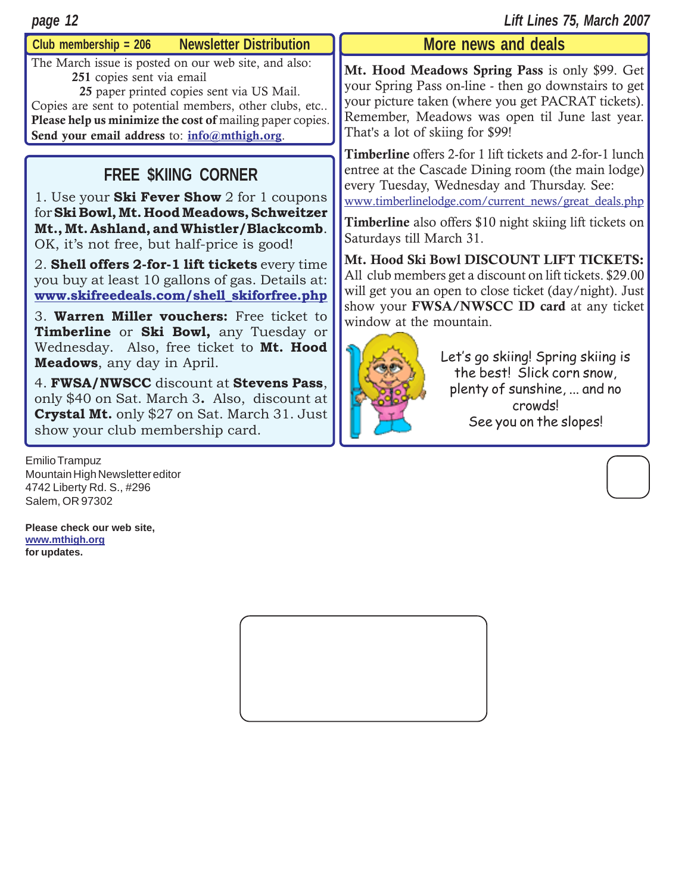## Club membership = 206 — Newsletter Distribution

The March issue is posted on our web site, and also:

**251** copies sent via email

**25** paper printed copies sent via US Mail.

Copies are sent to potential members, other clubs, etc.. **Please help us minimize the cost of** mailing paper copies. **Send your email address** to: **info@mthigh.org**.

## FREE $KIING CORNER

1. Use your **Ski Fever Show** 2 for 1 coupons for **Ski Bowl, Mt. Hood Meadows, Schweitzer Mt., Mt. Ashland, and Whistler/Blackcomb**. OK, it's not free, but half-price is good!

2. **Shell offers 2-for-1 lift tickets** every time you buy at least 10 gallons of gas. Details at: **www.skifreedeals.com/shell_skiforfree.php**

3. **Warren Miller vouchers:** Free ticket to **Timberline** or **Ski Bowl,** any Tuesday or Wednesday. Also, free ticket to **Mt. Hood Meadows**, any day in April.

4. **FWSA/NWSCC** discount at **Stevens Pass**, only $40 on Sat. March 3**.** Also, discount at **Crystal Mt.** only $27 on Sat. March 31. Just show your club membership card.

## More news and deals

**Mt. Hood Meadows Spring Pass** is only $99. Get your Spring Pass on-line - then go downstairs to get your picture taken (where you get PACRAT tickets). Remember, Meadows was open til June last year. That's a lot of skiing for $99!

**Timberline** offers 2-for 1 lift tickets and 2-for-1 lunch entree at the Cascade Dining room (the main lodge) every Tuesday, Wednesday and Thursday. See: www.timberlinelodge.com/current_news/great_deals.php

**Timberline** also offers $10 night skiing lift tickets on Saturdays till March 31.

**Mt. Hood Ski Bowl DISCOUNT LIFT TICKETS:** All club members get a discount on lift tickets. $29.00 will get you an open to close ticket (day/night). Just show your **FWSA/NWSCC ID card** at any ticket window at the mountain.

Let's go skiing! Spring skiing is the best! Slick corn snow, plenty of sunshine, ... and no crowds!
See you on the slopes!

Emilio Trampuz
Mountain High Newsletter editor
4742 Liberty Rd. S., #296
Salem, OR 97302

**Please check our web site, www.mthigh.org for updates.**